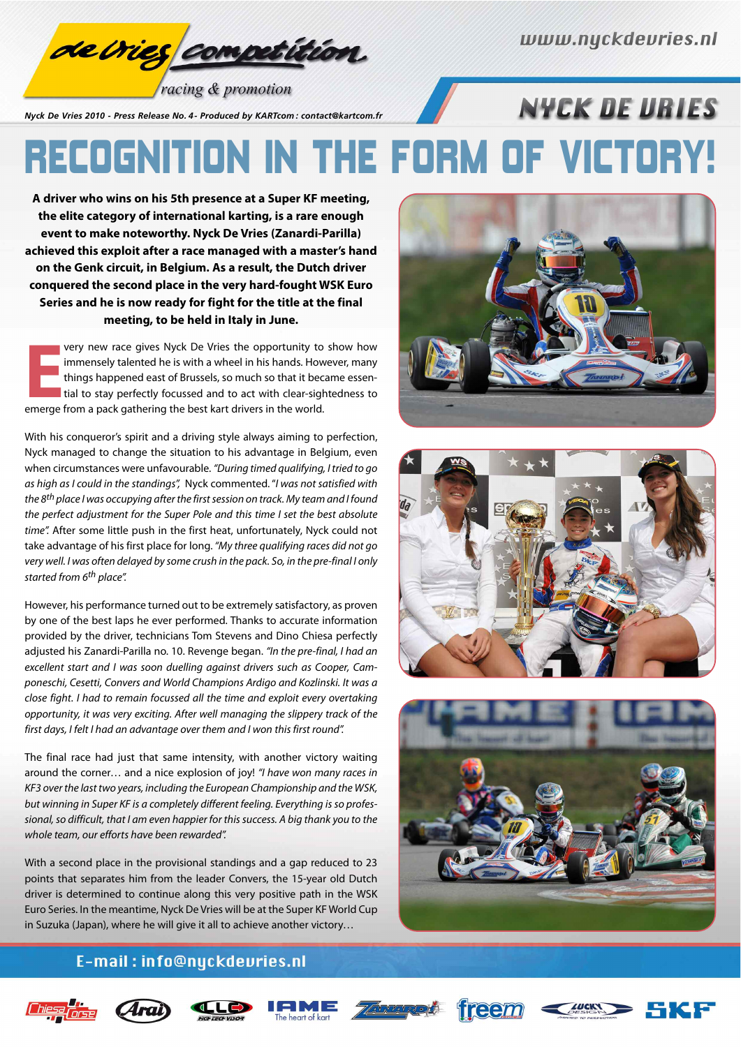de Vries competition
racing & promotion

www.nyckdevries.nl

Nyck De Vries 2010 - Press Release No. 4 - Produced by KARTcom: contact@kartcom.fr

NYCK DE VRIES

# RECOGNITION IN THE FORM OF VICTORY!

**A driver who wins on his 5th presence at a Super KF meeting, the elite category of international karting, is a rare enough event to make noteworthy. Nyck De Vries (Zanardi-Parilla) achieved this exploit after a race managed with a master's hand on the Genk circuit, in Belgium. As a result, the Dutch driver conquered the second place in the very hard-fought WSK Euro Series and he is now ready for fight for the title at the final meeting, to be held in Italy in June.**

Every new race gives Nyck De Vries the opportunity to show how immensely talented he is with a wheel in his hands. However, many things happened east of Brussels, so much so that it became essential to stay perfectly focussed and to act with clear-sightedness to emerge from a pack gathering the best kart drivers in the world.

With his conqueror's spirit and a driving style always aiming to perfection, Nyck managed to change the situation to his advantage in Belgium, even when circumstances were unfavourable. *"During timed qualifying, I tried to go as high as I could in the standings"*, Nyck commented. *"I was not satisfied with the 8th place I was occupying after the first session on track. My team and I found the perfect adjustment for the Super Pole and this time I set the best absolute time".* After some little push in the first heat, unfortunately, Nyck could not take advantage of his first place for long. *"My three qualifying races did not go very well. I was often delayed by some crush in the pack. So, in the pre-final I only started from 6th place".*

However, his performance turned out to be extremely satisfactory, as proven by one of the best laps he ever performed. Thanks to accurate information provided by the driver, technicians Tom Stevens and Dino Chiesa perfectly adjusted his Zanardi-Parilla no. 10. Revenge began. *"In the pre-final, I had an excellent start and I was soon duelling against drivers such as Cooper, Camponeschi, Cesetti, Convers and World Champions Ardigo and Kozlinski. It was a close fight. I had to remain focussed all the time and exploit every overtaking opportunity, it was very exciting. After well managing the slippery track of the first days, I felt I had an advantage over them and I won this first round".*

The final race had just that same intensity, with another victory waiting around the corner… and a nice explosion of joy! *"I have won many races in KF3 over the last two years, including the European Championship and the WSK, but winning in Super KF is a completely different feeling. Everything is so professional, so difficult, that I am even happier for this success. A big thank you to the whole team, our efforts have been rewarded".*

With a second place in the provisional standings and a gap reduced to 23 points that separates him from the leader Convers, the 15-year old Dutch driver is determined to continue along this very positive path in the WSK Euro Series. In the meantime, Nyck De Vries will be at the Super KF World Cup in Suzuka (Japan), where he will give it all to achieve another victory…

E-mail : info@nyckdevries.nl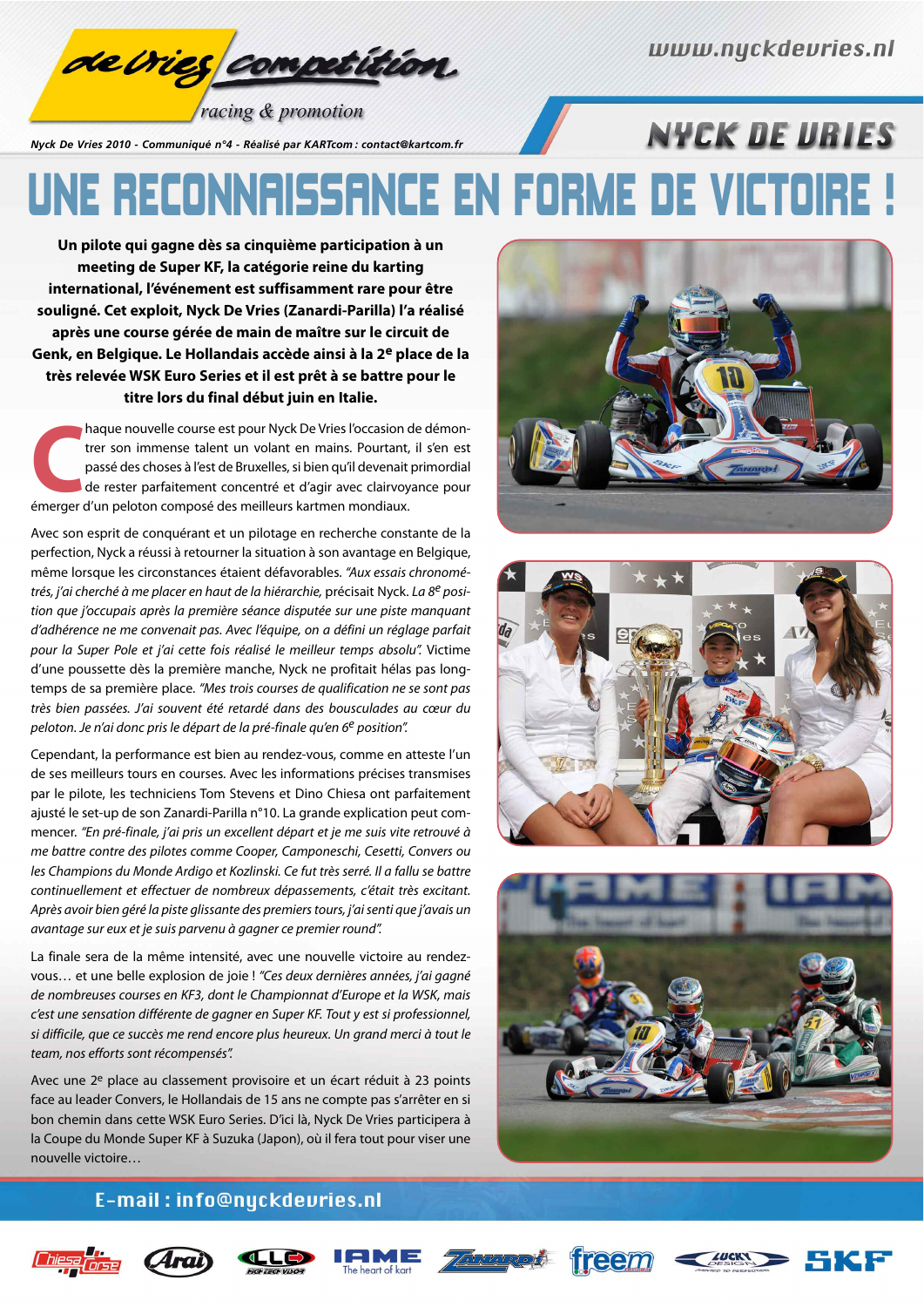Nyck De Vries 2010 - Communiqué n°4 - Réalisé par KARTcom : contact@kartcom.fr

# UNE RECONNAISSANCE EN FORME DE VICTOIRE !

**Un pilote qui gagne dès sa cinquième participation à un meeting de Super KF, la catégorie reine du karting international, l'événement est suffisamment rare pour être souligné. Cet exploit, Nyck De Vries (Zanardi-Parilla) l'a réalisé après une course gérée de main de maître sur le circuit de Genk, en Belgique. Le Hollandais accède ainsi à la 2e place de la très relevée WSK Euro Series et il est prêt à se battre pour le titre lors du final début juin en Italie.**

Chaque nouvelle course est pour Nyck De Vries l'occasion de démontrer son immense talent un volant en mains. Pourtant, il s'en est passé des choses à l'est de Bruxelles, si bien qu'il devenait primordial de rester parfaitement concentré et d'agir avec clairvoyance pour émerger d'un peloton composé des meilleurs kartmen mondiaux.

Avec son esprit de conquérant et un pilotage en recherche constante de la perfection, Nyck a réussi à retourner la situation à son avantage en Belgique, même lorsque les circonstances étaient défavorables. *"Aux essais chronométrés, j'ai cherché à me placer en haut de la hiérarchie,* précisait Nyck. *La 8e position que j'occupais après la première séance disputée sur une piste manquant d'adhérence ne me convenait pas. Avec l'équipe, on a défini un réglage parfait pour la Super Pole et j'ai cette fois réalisé le meilleur temps absolu".* Victime d'une poussette dès la première manche, Nyck ne profitait hélas pas longtemps de sa première place. *"Mes trois courses de qualification ne se sont pas très bien passées. J'ai souvent été retardé dans des bousculades au cœur du peloton. Je n'ai donc pris le départ de la pré-finale qu'en 6e position".*

Cependant, la performance est bien au rendez-vous, comme en atteste l'un de ses meilleurs tours en courses. Avec les informations précises transmises par le pilote, les techniciens Tom Stevens et Dino Chiesa ont parfaitement ajusté le set-up de son Zanardi-Parilla n°10. La grande explication peut commencer. *"En pré-finale, j'ai pris un excellent départ et je me suis vite retrouvé à me battre contre des pilotes comme Cooper, Camponeschi, Cesetti, Convers ou les Champions du Monde Ardigo et Kozlinski. Ce fut très serré. Il a fallu se battre continuellement et effectuer de nombreux dépassements, c'était très excitant. Après avoir bien géré la piste glissante des premiers tours, j'ai senti que j'avais un avantage sur eux et je suis parvenu à gagner ce premier round".*

La finale sera de la même intensité, avec une nouvelle victoire au rendez-vous… et une belle explosion de joie ! *"Ces deux dernières années, j'ai gagné de nombreuses courses en KF3, dont le Championnat d'Europe et la WSK, mais c'est une sensation différente de gagner en Super KF. Tout y est si professionnel, si difficile, que ce succès me rend encore plus heureux. Un grand merci à tout le team, nos efforts sont récompensés".*

Avec une 2e place au classement provisoire et un écart réduit à 23 points face au leader Convers, le Hollandais de 15 ans ne compte pas s'arrêter en si bon chemin dans cette WSK Euro Series. D'ici là, Nyck De Vries participera à la Coupe du Monde Super KF à Suzuka (Japon), où il fera tout pour viser une nouvelle victoire…

E-mail : info@nyckdevries.nl